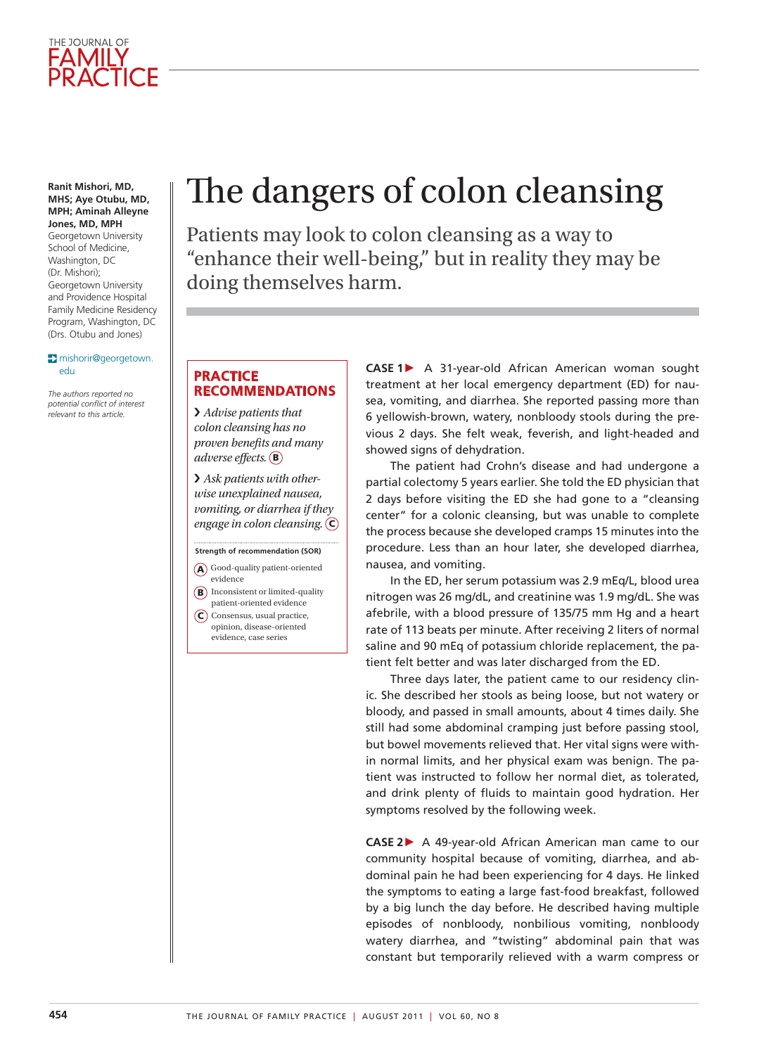Ranit Mishori, MD, MHS; Aye Otubu, MD, MPH; Aminah Alleyne Jones, MD, MPH

Georgetown University School of Medicine, Washington, DC (Dr. Mishori); Georgetown University and Providence Hospital Family Medicine Residency Program, Washington, DC (Drs. Otubu and Jones)

mishorir@georgetown.edu

*The authors reported no potential conflict of interest relevant to this article.*

# The dangers of colon cleansing

Patients may look to colon cleansing as a way to "enhance their well-being," but in reality they may be doing themselves harm.

## PRACTICE RECOMMENDATIONS

› *Advise patients that colon cleansing has no proven benefits and many adverse effects.* (B)

› *Ask patients with otherwise unexplained nausea, vomiting, or diarrhea if they engage in colon cleansing.* (C)

**Strength of recommendation (SOR)**

(A) Good-quality patient-oriented evidence
(B) Inconsistent or limited-quality patient-oriented evidence
(C) Consensus, usual practice, opinion, disease-oriented evidence, case series

**CASE 1►** A 31-year-old African American woman sought treatment at her local emergency department (ED) for nausea, vomiting, and diarrhea. She reported passing more than 6 yellowish-brown, watery, nonbloody stools during the previous 2 days. She felt weak, feverish, and light-headed and showed signs of dehydration.

The patient had Crohn's disease and had undergone a partial colectomy 5 years earlier. She told the ED physician that 2 days before visiting the ED she had gone to a "cleansing center" for a colonic cleansing, but was unable to complete the process because she developed cramps 15 minutes into the procedure. Less than an hour later, she developed diarrhea, nausea, and vomiting.

In the ED, her serum potassium was 2.9 mEq/L, blood urea nitrogen was 26 mg/dL, and creatinine was 1.9 mg/dL. She was afebrile, with a blood pressure of 135/75 mm Hg and a heart rate of 113 beats per minute. After receiving 2 liters of normal saline and 90 mEq of potassium chloride replacement, the patient felt better and was later discharged from the ED.

Three days later, the patient came to our residency clinic. She described her stools as being loose, but not watery or bloody, and passed in small amounts, about 4 times daily. She still had some abdominal cramping just before passing stool, but bowel movements relieved that. Her vital signs were within normal limits, and her physical exam was benign. The patient was instructed to follow her normal diet, as tolerated, and drink plenty of fluids to maintain good hydration. Her symptoms resolved by the following week.

**CASE 2►** A 49-year-old African American man came to our community hospital because of vomiting, diarrhea, and abdominal pain he had been experiencing for 4 days. He linked the symptoms to eating a large fast-food breakfast, followed by a big lunch the day before. He described having multiple episodes of nonbloody, nonbilious vomiting, nonbloody watery diarrhea, and "twisting" abdominal pain that was constant but temporarily relieved with a warm compress or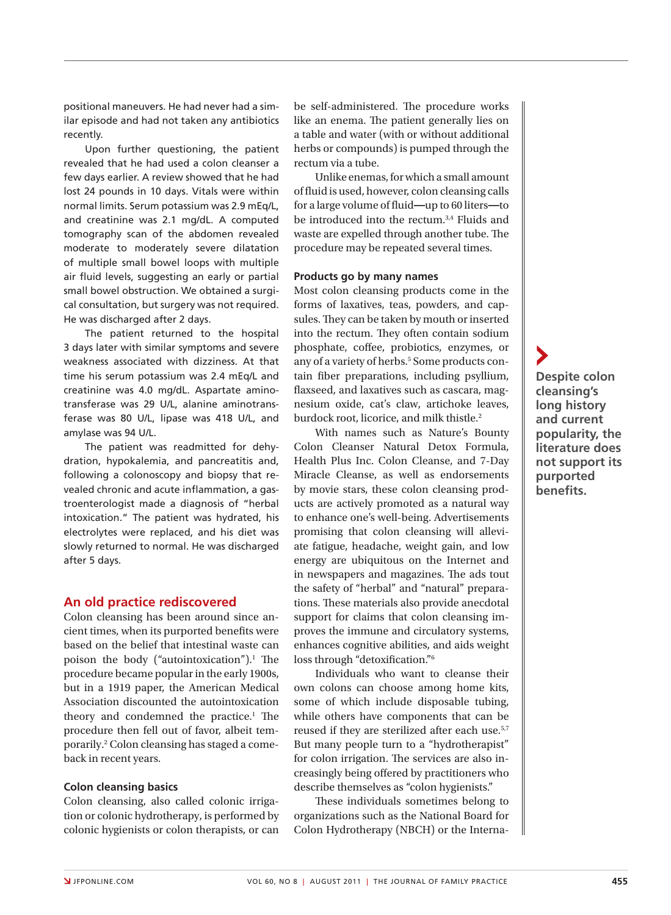positional maneuvers. He had never had a similar episode and had not taken any antibiotics recently.

Upon further questioning, the patient revealed that he had used a colon cleanser a few days earlier. A review showed that he had lost 24 pounds in 10 days. Vitals were within normal limits. Serum potassium was 2.9 mEq/L, and creatinine was 2.1 mg/dL. A computed tomography scan of the abdomen revealed moderate to moderately severe dilatation of multiple small bowel loops with multiple air fluid levels, suggesting an early or partial small bowel obstruction. We obtained a surgical consultation, but surgery was not required. He was discharged after 2 days.

The patient returned to the hospital 3 days later with similar symptoms and severe weakness associated with dizziness. At that time his serum potassium was 2.4 mEq/L and creatinine was 4.0 mg/dL. Aspartate aminotransferase was 29 U/L, alanine aminotransferase was 80 U/L, lipase was 418 U/L, and amylase was 94 U/L.

The patient was readmitted for dehydration, hypokalemia, and pancreatitis and, following a colonoscopy and biopsy that revealed chronic and acute inflammation, a gastroenterologist made a diagnosis of "herbal intoxication." The patient was hydrated, his electrolytes were replaced, and his diet was slowly returned to normal. He was discharged after 5 days.

## An old practice rediscovered

Colon cleansing has been around since ancient times, when its purported benefits were based on the belief that intestinal waste can poison the body ("autointoxication").[1] The procedure became popular in the early 1900s, but in a 1919 paper, the American Medical Association discounted the autointoxication theory and condemned the practice.[1] The procedure then fell out of favor, albeit temporarily.[2] Colon cleansing has staged a comeback in recent years.

### Colon cleansing basics

Colon cleansing, also called colonic irrigation or colonic hydrotherapy, is performed by colonic hygienists or colon therapists, or can be self-administered. The procedure works like an enema. The patient generally lies on a table and water (with or without additional herbs or compounds) is pumped through the rectum via a tube.

Unlike enemas, for which a small amount of fluid is used, however, colon cleansing calls for a large volume of fluid—up to 60 liters—to be introduced into the rectum.[3,4] Fluids and waste are expelled through another tube. The procedure may be repeated several times.

### Products go by many names

Most colon cleansing products come in the forms of laxatives, teas, powders, and capsules. They can be taken by mouth or inserted into the rectum. They often contain sodium phosphate, coffee, probiotics, enzymes, or any of a variety of herbs.[5] Some products contain fiber preparations, including psyllium, flaxseed, and laxatives such as cascara, magnesium oxide, cat's claw, artichoke leaves, burdock root, licorice, and milk thistle.[2]

With names such as Nature's Bounty Colon Cleanser Natural Detox Formula, Health Plus Inc. Colon Cleanse, and 7-Day Miracle Cleanse, as well as endorsements by movie stars, these colon cleansing products are actively promoted as a natural way to enhance one's well-being. Advertisements promising that colon cleansing will alleviate fatigue, headache, weight gain, and low energy are ubiquitous on the Internet and in newspapers and magazines. The ads tout the safety of "herbal" and "natural" preparations. These materials also provide anecdotal support for claims that colon cleansing improves the immune and circulatory systems, enhances cognitive abilities, and aids weight loss through "detoxification."[6]

Individuals who want to cleanse their own colons can choose among home kits, some of which include disposable tubing, while others have components that can be reused if they are sterilized after each use.[5,7] But many people turn to a "hydrotherapist" for colon irrigation. The services are also increasingly being offered by practitioners who describe themselves as "colon hygienists."

These individuals sometimes belong to organizations such as the National Board for Colon Hydrotherapy (NBCH) or the Interna-

**Despite colon cleansing's long history and current popularity, the literature does not support its purported benefits.**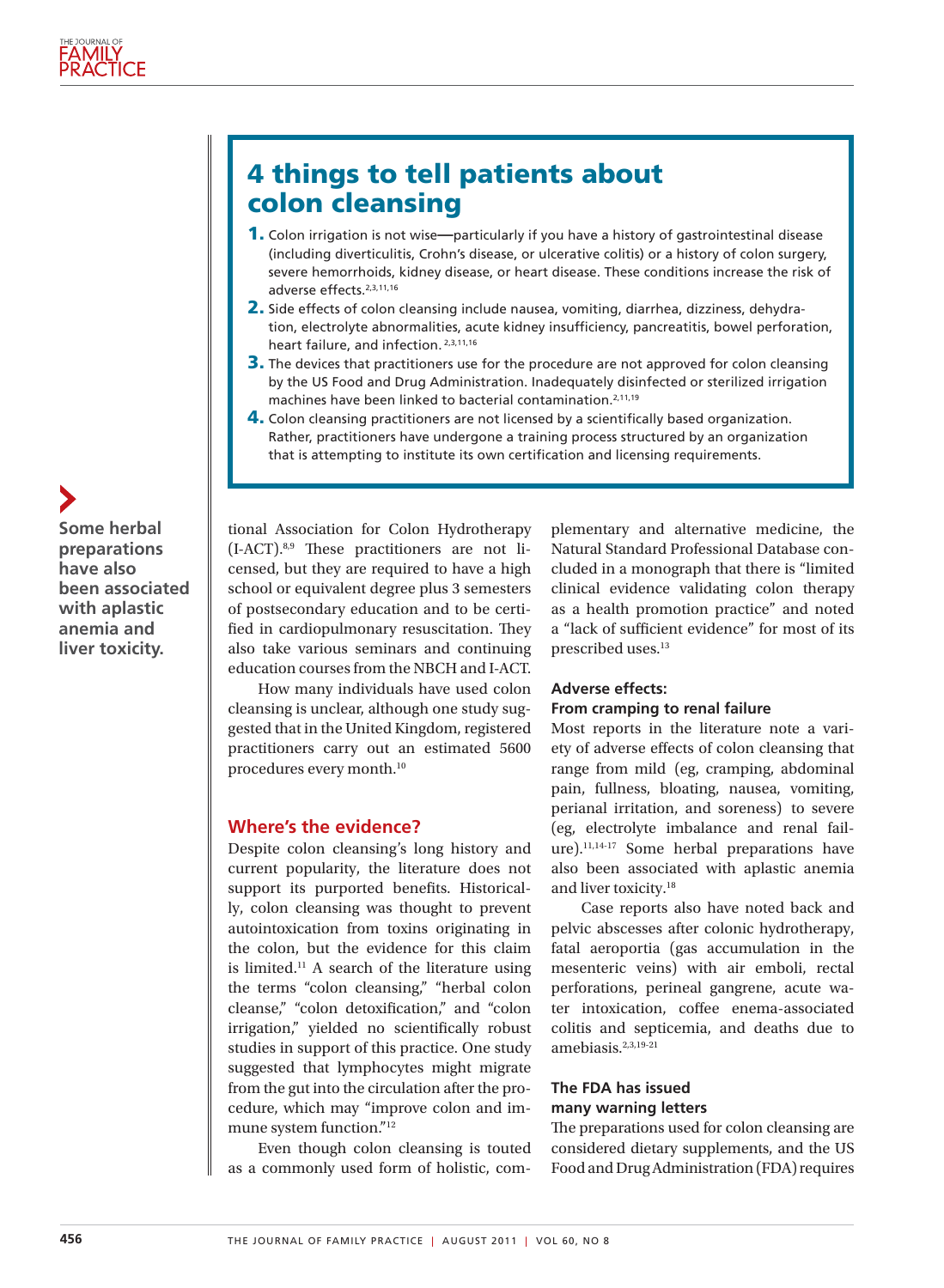## 4 things to tell patients about colon cleansing

1. Colon irrigation is not wise—particularly if you have a history of gastrointestinal disease (including diverticulitis, Crohn's disease, or ulcerative colitis) or a history of colon surgery, severe hemorrhoids, kidney disease, or heart disease. These conditions increase the risk of adverse effects.[2,3,11,16]
2. Side effects of colon cleansing include nausea, vomiting, diarrhea, dizziness, dehydration, electrolyte abnormalities, acute kidney insufficiency, pancreatitis, bowel perforation, heart failure, and infection.[2,3,11,16]
3. The devices that practitioners use for the procedure are not approved for colon cleansing by the US Food and Drug Administration. Inadequately disinfected or sterilized irrigation machines have been linked to bacterial contamination.[2,11,19]
4. Colon cleansing practitioners are not licensed by a scientifically based organization. Rather, practitioners have undergone a training process structured by an organization that is attempting to institute its own certification and licensing requirements.

tional Association for Colon Hydrotherapy (I-ACT).[8,9] These practitioners are not licensed, but they are required to have a high school or equivalent degree plus 3 semesters of postsecondary education and to be certified in cardiopulmonary resuscitation. They also take various seminars and continuing education courses from the NBCH and I-ACT.

How many individuals have used colon cleansing is unclear, although one study suggested that in the United Kingdom, registered practitioners carry out an estimated 5600 procedures every month.[10]

## Where's the evidence?

Despite colon cleansing's long history and current popularity, the literature does not support its purported benefits. Historically, colon cleansing was thought to prevent autointoxication from toxins originating in the colon, but the evidence for this claim is limited.[11] A search of the literature using the terms "colon cleansing," "herbal colon cleanse," "colon detoxification," and "colon irrigation," yielded no scientifically robust studies in support of this practice. One study suggested that lymphocytes might migrate from the gut into the circulation after the procedure, which may "improve colon and immune system function."[12]

Even though colon cleansing is touted as a commonly used form of holistic, complementary and alternative medicine, the Natural Standard Professional Database concluded in a monograph that there is "limited clinical evidence validating colon therapy as a health promotion practice" and noted a "lack of sufficient evidence" for most of its prescribed uses.[13]

### Adverse effects: From cramping to renal failure

Most reports in the literature note a variety of adverse effects of colon cleansing that range from mild (eg, cramping, abdominal pain, fullness, bloating, nausea, vomiting, perianal irritation, and soreness) to severe (eg, electrolyte imbalance and renal failure).[11,14-17] Some herbal preparations have also been associated with aplastic anemia and liver toxicity.[18]

> **Some herbal preparations have also been associated with aplastic anemia and liver toxicity.**

Case reports also have noted back and pelvic abscesses after colonic hydrotherapy, fatal aeroportia (gas accumulation in the mesenteric veins) with air emboli, rectal perforations, perineal gangrene, acute water intoxication, coffee enema-associated colitis and septicemia, and deaths due to amebiasis.[2,3,19-21]

### The FDA has issued many warning letters

The preparations used for colon cleansing are considered dietary supplements, and the US Food and Drug Administration (FDA) requires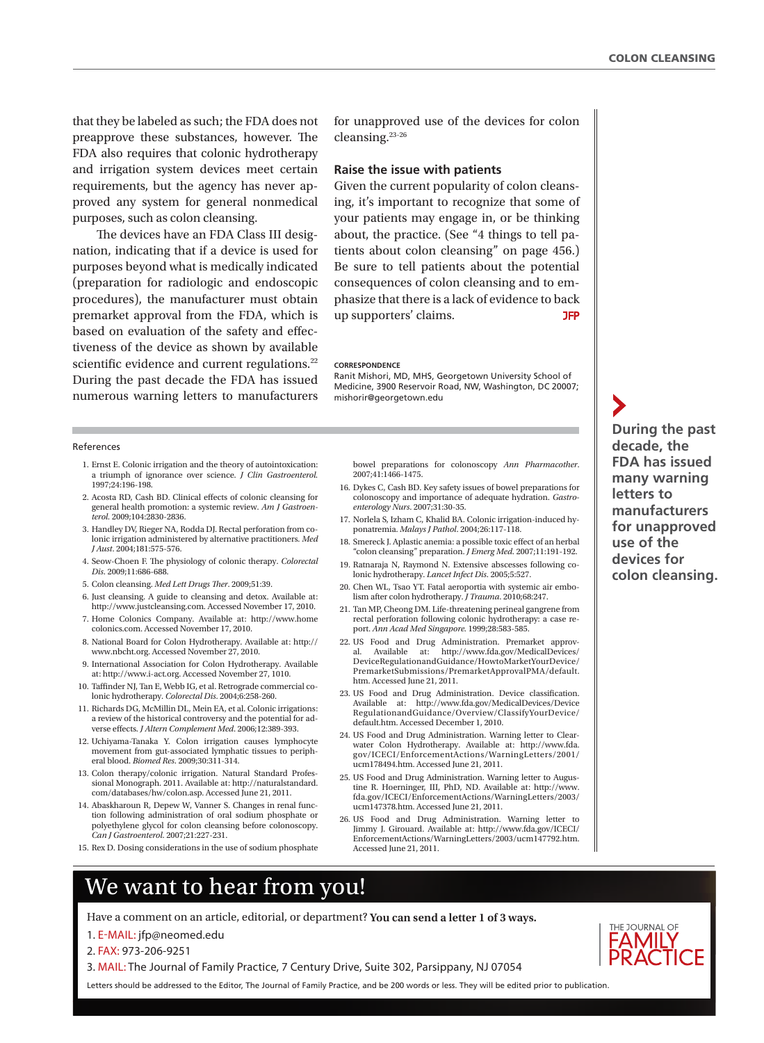that they be labeled as such; the FDA does not preapprove these substances, however. The FDA also requires that colonic hydrotherapy and irrigation system devices meet certain requirements, but the agency has never approved any system for general nonmedical purposes, such as colon cleansing.

The devices have an FDA Class III designation, indicating that if a device is used for purposes beyond what is medically indicated (preparation for radiologic and endoscopic procedures), the manufacturer must obtain premarket approval from the FDA, which is based on evaluation of the safety and effectiveness of the device as shown by available scientific evidence and current regulations.[22] During the past decade the FDA has issued numerous warning letters to manufacturers for unapproved use of the devices for colon cleansing.[23-26]

### Raise the issue with patients

Given the current popularity of colon cleansing, it's important to recognize that some of your patients may engage in, or be thinking about, the practice. (See "4 things to tell patients about colon cleansing" on page 456.) Be sure to tell patients about the potential consequences of colon cleansing and to emphasize that there is a lack of evidence to back up supporters' claims. **JFP**

**CORRESPONDENCE**
Ranit Mishori, MD, MHS, Georgetown University School of Medicine, 3900 Reservoir Road, NW, Washington, DC 20007; mishorir@georgetown.edu

**During the past decade, the FDA has issued many warning letters to manufacturers for unapproved use of the devices for colon cleansing.**

### References

1. Ernst E. Colonic irrigation and the theory of autointoxication: a triumph of ignorance over science. *J Clin Gastroenterol.* 1997;24:196-198.
2. Acosta RD, Cash BD. Clinical effects of colonic cleansing for general health promotion: a systemic review. *Am J Gastroenterol.* 2009;104:2830-2836.
3. Handley DV, Rieger NA, Rodda DJ. Rectal perforation from colonic irrigation administered by alternative practitioners. *Med J Aust.* 2004;181:575-576.
4. Seow-Choen F. The physiology of colonic therapy. *Colorectal Dis.* 2009;11:686-688.
5. Colon cleansing. *Med Lett Drugs Ther.* 2009;51:39.
6. Just cleansing. A guide to cleansing and detox. Available at: http://www.justcleansing.com. Accessed November 17, 2010.
7. Home Colonics Company. Available at: http://www.homecolonics.com. Accessed November 17, 2010.
8. National Board for Colon Hydrotherapy. Available at: http://www.nbcht.org. Accessed November 27, 2010.
9. International Association for Colon Hydrotherapy. Available at: http://www.i-act.org. Accessed November 27, 1010.
10. Taffinder NJ, Tan E, Webb IG, et al. Retrograde commercial colonic hydrotherapy. *Colorectal Dis.* 2004;6:258-260.
11. Richards DG, McMillin DL, Mein EA, et al. Colonic irrigations: a review of the historical controversy and the potential for adverse effects. *J Altern Complement Med.* 2006;12:389-393.
12. Uchiyama-Tanaka Y. Colon irrigation causes lymphocyte movement from gut-associated lymphatic tissues to peripheral blood. *Biomed Res.* 2009;30:311-314.
13. Colon therapy/colonic irrigation. Natural Standard Professional Monograph. 2011. Available at: http://naturalstandard.com/databases/hw/colon.asp. Accessed June 21, 2011.
14. Abaskharoun R, Depew W, Vanner S. Changes in renal function following administration of oral sodium phosphate or polyethylene glycol for colon cleansing before colonoscopy. *Can J Gastroenterol.* 2007;21:227-231.
15. Rex D. Dosing considerations in the use of sodium phosphate bowel preparations for colonoscopy *Ann Pharmacother.* 2007;41:1466-1475.
16. Dykes C, Cash BD. Key safety issues of bowel preparations for colonoscopy and importance of adequate hydration. *Gastroenterology Nurs.* 2007;31:30-35.
17. Norlela S, Izham C, Khalid BA. Colonic irrigation-induced hyponatremia. *Malays J Pathol.* 2004;26:117-118.
18. Smereck J. Aplastic anemia: a possible toxic effect of an herbal "colon cleansing" preparation. *J Emerg Med.* 2007;11:191-192.
19. Ratnaraja N, Raymond N. Extensive abscesses following colonic hydrotherapy. *Lancet Infect Dis.* 2005;5:527.
20. Chen WL, Tsao YT. Fatal aeroportia with systemic air embolism after colon hydrotherapy. *J Trauma.* 2010;68:247.
21. Tan MP, Cheong DM. Life-threatening perineal gangrene from rectal perforation following colonic hydrotherapy: a case report. *Ann Acad Med Singapore.* 1999;28:583-585.
22. US Food and Drug Administration. Premarket approval. Available at: http://www.fda.gov/MedicalDevices/DeviceRegulationandGuidance/HowtoMarketYourDevice/PremarketSubmissions/PremarketApprovalPMA/default.htm. Accessed June 21, 2011.
23. US Food and Drug Administration. Device classification. Available at: http://www.fda.gov/MedicalDevices/DeviceRegulationandGuidance/Overview/ClassifyYourDevice/default.htm. Accessed December 1, 2010.
24. US Food and Drug Administration. Warning letter to Clearwater Colon Hydrotherapy. Available at: http://www.fda.gov/ICECI/EnforcementActions/WarningLetters/2001/ucm178494.htm. Accessed June 21, 2011.
25. US Food and Drug Administration. Warning letter to Augustine R. Hoerninger, III, PhD, ND. Available at: http://www.fda.gov/ICECI/EnforcementActions/WarningLetters/2003/ucm147378.htm. Accessed June 21, 2011.
26. US Food and Drug Administration. Warning letter to Jimmy J. Girouard. Available at: http://www.fda.gov/ICECI/EnforcementActions/WarningLetters/2003/ucm147792.htm. Accessed June 21, 2011.

## We want to hear from you!

Have a comment on an article, editorial, or department? **You can send a letter 1 of 3 ways.**

1. E-MAIL: jfp@neomed.edu
2. FAX: 973-206-9251
3. MAIL: The Journal of Family Practice, 7 Century Drive, Suite 302, Parsippany, NJ 07054

Letters should be addressed to the Editor, The Journal of Family Practice, and be 200 words or less. They will be edited prior to publication.

THE JOURNAL OF FAMILY PRACTICE